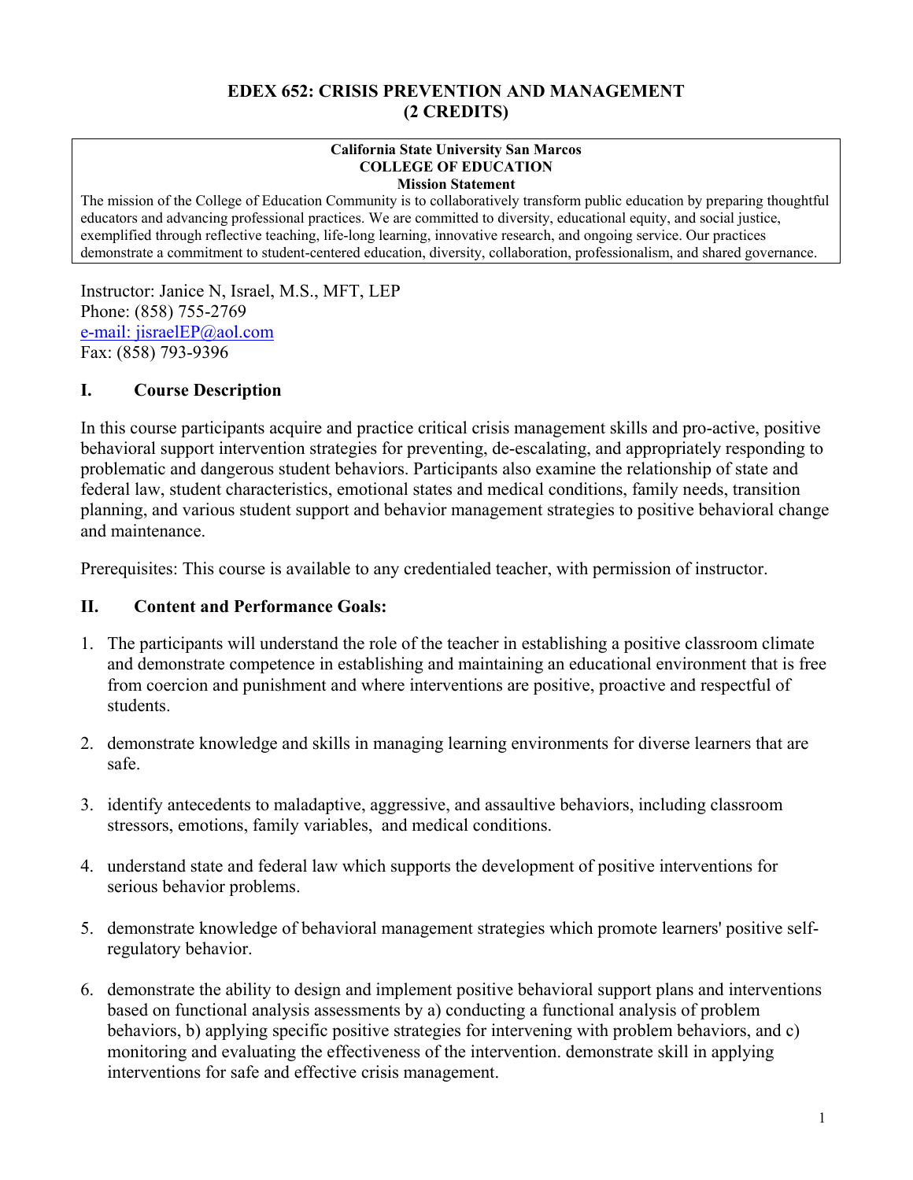# EDEX 652: CRISIS PREVENTION AND MANAGEMENT (2 CREDITS)

**California State University San Marcos**
**COLLEGE OF EDUCATION**
**Mission Statement**

The mission of the College of Education Community is to collaboratively transform public education by preparing thoughtful educators and advancing professional practices. We are committed to diversity, educational equity, and social justice, exemplified through reflective teaching, life-long learning, innovative research, and ongoing service. Our practices demonstrate a commitment to student-centered education, diversity, collaboration, professionalism, and shared governance.

Instructor: Janice N, Israel, M.S., MFT, LEP
Phone: (858) 755-2769
e-mail: jisraelEP@aol.com
Fax: (858) 793-9396

## I. Course Description

In this course participants acquire and practice critical crisis management skills and pro-active, positive behavioral support intervention strategies for preventing, de-escalating, and appropriately responding to problematic and dangerous student behaviors. Participants also examine the relationship of state and federal law, student characteristics, emotional states and medical conditions, family needs, transition planning, and various student support and behavior management strategies to positive behavioral change and maintenance.

Prerequisites: This course is available to any credentialed teacher, with permission of instructor.

## II. Content and Performance Goals:

1. The participants will understand the role of the teacher in establishing a positive classroom climate and demonstrate competence in establishing and maintaining an educational environment that is free from coercion and punishment and where interventions are positive, proactive and respectful of students.
2. demonstrate knowledge and skills in managing learning environments for diverse learners that are safe.
3. identify antecedents to maladaptive, aggressive, and assaultive behaviors, including classroom stressors, emotions, family variables, and medical conditions.
4. understand state and federal law which supports the development of positive interventions for serious behavior problems.
5. demonstrate knowledge of behavioral management strategies which promote learners' positive self-regulatory behavior.
6. demonstrate the ability to design and implement positive behavioral support plans and interventions based on functional analysis assessments by a) conducting a functional analysis of problem behaviors, b) applying specific positive strategies for intervening with problem behaviors, and c) monitoring and evaluating the effectiveness of the intervention. demonstrate skill in applying interventions for safe and effective crisis management.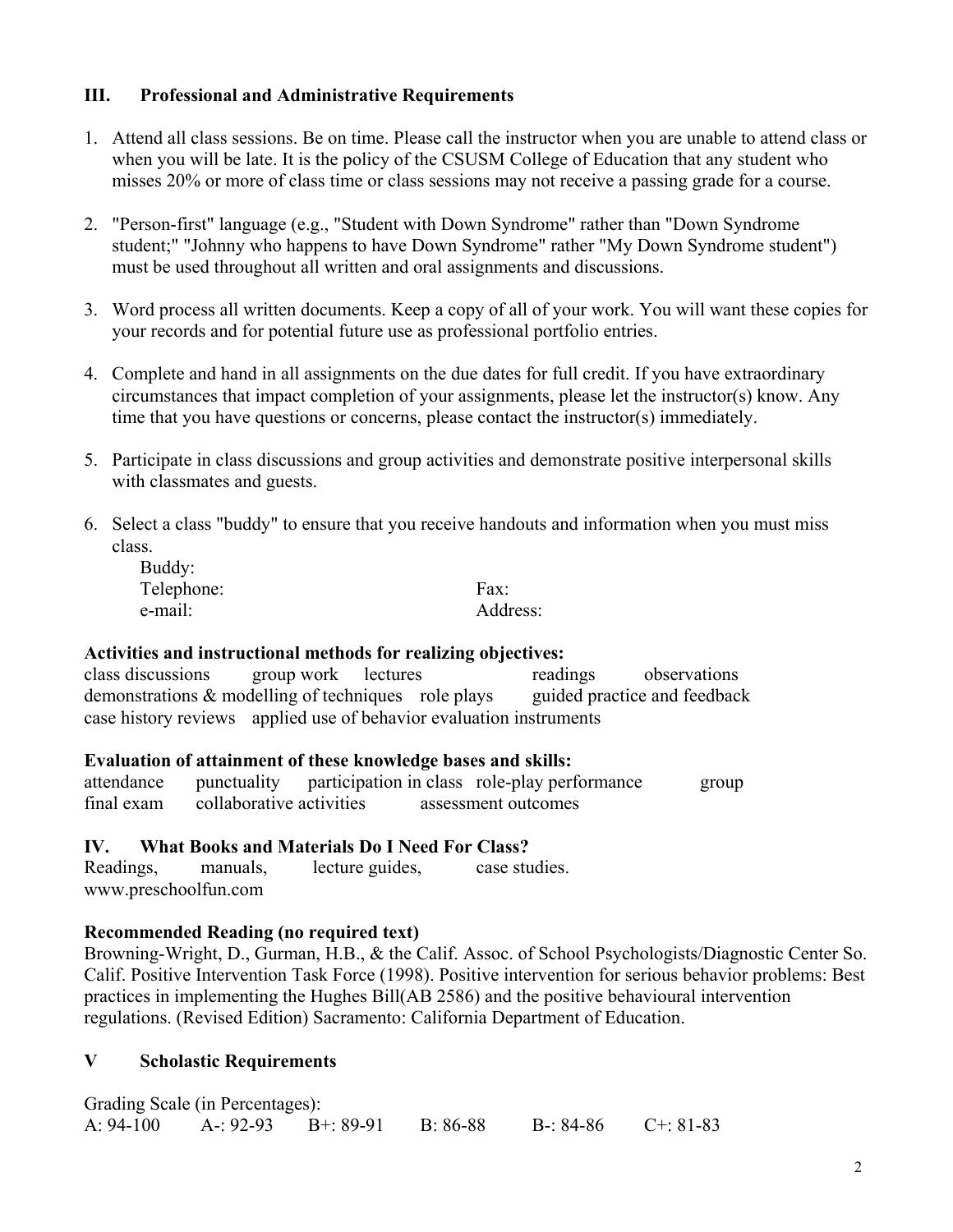## III. Professional and Administrative Requirements

1. Attend all class sessions. Be on time. Please call the instructor when you are unable to attend class or when you will be late. It is the policy of the CSUSM College of Education that any student who misses 20% or more of class time or class sessions may not receive a passing grade for a course.

2. "Person-first" language (e.g., "Student with Down Syndrome" rather than "Down Syndrome student;" "Johnny who happens to have Down Syndrome" rather "My Down Syndrome student") must be used throughout all written and oral assignments and discussions.

3. Word process all written documents. Keep a copy of all of your work. You will want these copies for your records and for potential future use as professional portfolio entries.

4. Complete and hand in all assignments on the due dates for full credit. If you have extraordinary circumstances that impact completion of your assignments, please let the instructor(s) know. Any time that you have questions or concerns, please contact the instructor(s) immediately.

5. Participate in class discussions and group activities and demonstrate positive interpersonal skills with classmates and guests.

6. Select a class "buddy" to ensure that you receive handouts and information when you must miss class.

   Buddy:
   Telephone: Fax:
   e-mail: Address:

**Activities and instructional methods for realizing objectives:**
class discussions group work lectures readings observations
demonstrations & modelling of techniques role plays guided practice and feedback
case history reviews applied use of behavior evaluation instruments

**Evaluation of attainment of these knowledge bases and skills:**
attendance punctuality participation in class role-play performance group
final exam collaborative activities assessment outcomes

## IV. What Books and Materials Do I Need For Class?

Readings, manuals, lecture guides, case studies.
www.preschoolfun.com

**Recommended Reading (no required text)**
Browning-Wright, D., Gurman, H.B., & the Calif. Assoc. of School Psychologists/Diagnostic Center So. Calif. Positive Intervention Task Force (1998). Positive intervention for serious behavior problems: Best practices in implementing the Hughes Bill(AB 2586) and the positive behavioural intervention regulations. (Revised Edition) Sacramento: California Department of Education.

## V Scholastic Requirements

Grading Scale (in Percentages):
A: 94-100 A-: 92-93 B+: 89-91 B: 86-88 B-: 84-86 C+: 81-83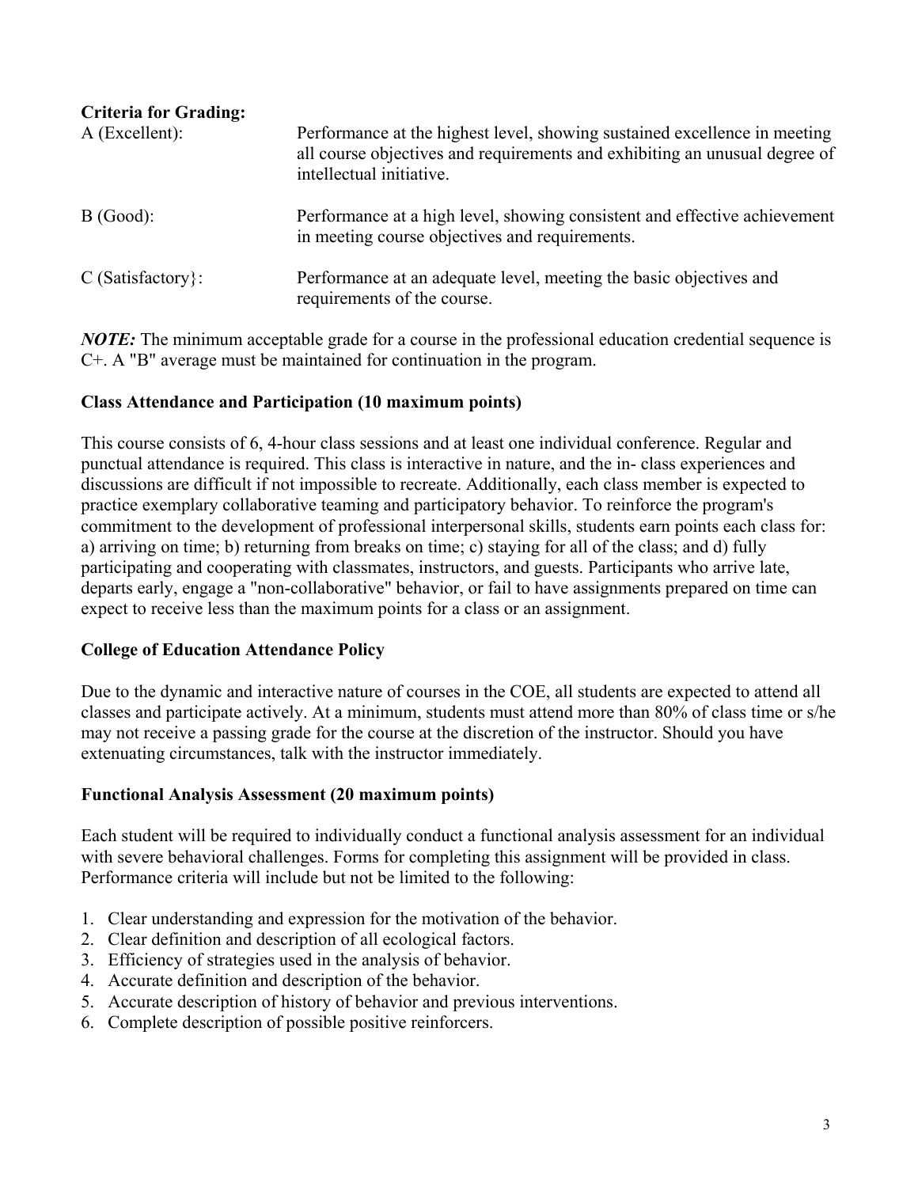**Criteria for Grading:**

A (Excellent): Performance at the highest level, showing sustained excellence in meeting all course objectives and requirements and exhibiting an unusual degree of intellectual initiative.

B (Good): Performance at a high level, showing consistent and effective achievement in meeting course objectives and requirements.

C (Satisfactory}: Performance at an adequate level, meeting the basic objectives and requirements of the course.

***NOTE:*** The minimum acceptable grade for a course in the professional education credential sequence is C+. A "B" average must be maintained for continuation in the program.

**Class Attendance and Participation (10 maximum points)**

This course consists of 6, 4-hour class sessions and at least one individual conference. Regular and punctual attendance is required. This class is interactive in nature, and the in- class experiences and discussions are difficult if not impossible to recreate. Additionally, each class member is expected to practice exemplary collaborative teaming and participatory behavior. To reinforce the program's commitment to the development of professional interpersonal skills, students earn points each class for: a) arriving on time; b) returning from breaks on time; c) staying for all of the class; and d) fully participating and cooperating with classmates, instructors, and guests. Participants who arrive late, departs early, engage a "non-collaborative" behavior, or fail to have assignments prepared on time can expect to receive less than the maximum points for a class or an assignment.

**College of Education Attendance Policy**

Due to the dynamic and interactive nature of courses in the COE, all students are expected to attend all classes and participate actively. At a minimum, students must attend more than 80% of class time or s/he may not receive a passing grade for the course at the discretion of the instructor. Should you have extenuating circumstances, talk with the instructor immediately.

**Functional Analysis Assessment (20 maximum points)**

Each student will be required to individually conduct a functional analysis assessment for an individual with severe behavioral challenges. Forms for completing this assignment will be provided in class. Performance criteria will include but not be limited to the following:

1. Clear understanding and expression for the motivation of the behavior.
2. Clear definition and description of all ecological factors.
3. Efficiency of strategies used in the analysis of behavior.
4. Accurate definition and description of the behavior.
5. Accurate description of history of behavior and previous interventions.
6. Complete description of possible positive reinforcers.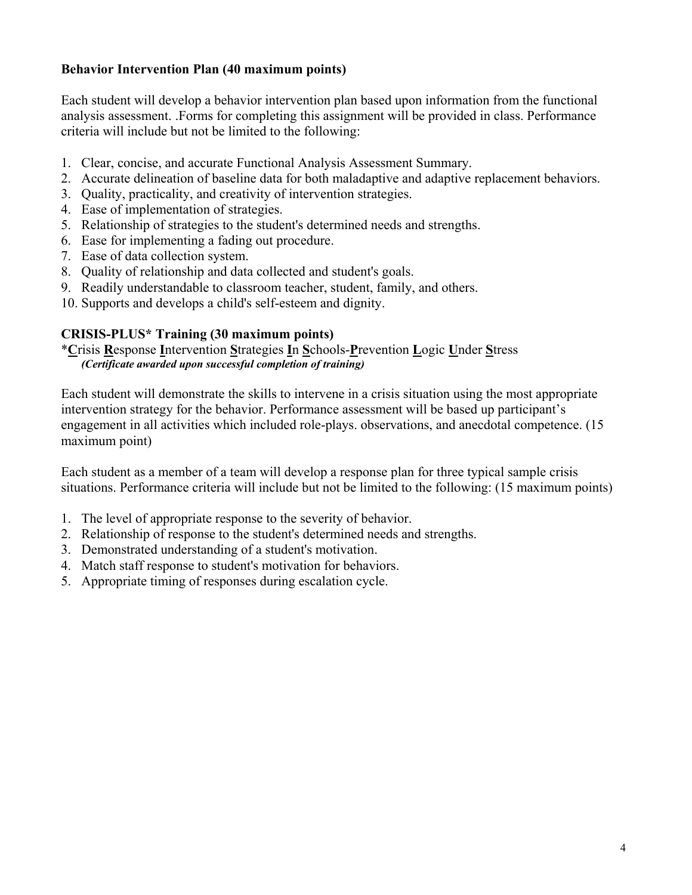**Behavior Intervention Plan (40 maximum points)**

Each student will develop a behavior intervention plan based upon information from the functional analysis assessment. .Forms for completing this assignment will be provided in class. Performance criteria will include but not be limited to the following:

1. Clear, concise, and accurate Functional Analysis Assessment Summary.
2. Accurate delineation of baseline data for both maladaptive and adaptive replacement behaviors.
3. Quality, practicality, and creativity of intervention strategies.
4. Ease of implementation of strategies.
5. Relationship of strategies to the student's determined needs and strengths.
6. Ease for implementing a fading out procedure.
7. Ease of data collection system.
8. Quality of relationship and data collected and student's goals.
9. Readily understandable to classroom teacher, student, family, and others.
10. Supports and develops a child's self-esteem and dignity.

**CRISIS-PLUS* Training (30 maximum points)**

*<u>**C**</u>risis <u>**R**</u>esponse <u>**I**</u>ntervention <u>**S**</u>trategies <u>**I**</u>n <u>**S**</u>chools-<u>**P**</u>revention <u>**L**</u>ogic <u>**U**</u>nder <u>**S**</u>tress
***(Certificate awarded upon successful completion of training)***

Each student will demonstrate the skills to intervene in a crisis situation using the most appropriate intervention strategy for the behavior. Performance assessment will be based up participant's engagement in all activities which included role-plays. observations, and anecdotal competence. (15 maximum point)

Each student as a member of a team will develop a response plan for three typical sample crisis situations. Performance criteria will include but not be limited to the following: (15 maximum points)

1. The level of appropriate response to the severity of behavior.
2. Relationship of response to the student's determined needs and strengths.
3. Demonstrated understanding of a student's motivation.
4. Match staff response to student's motivation for behaviors.
5. Appropriate timing of responses during escalation cycle.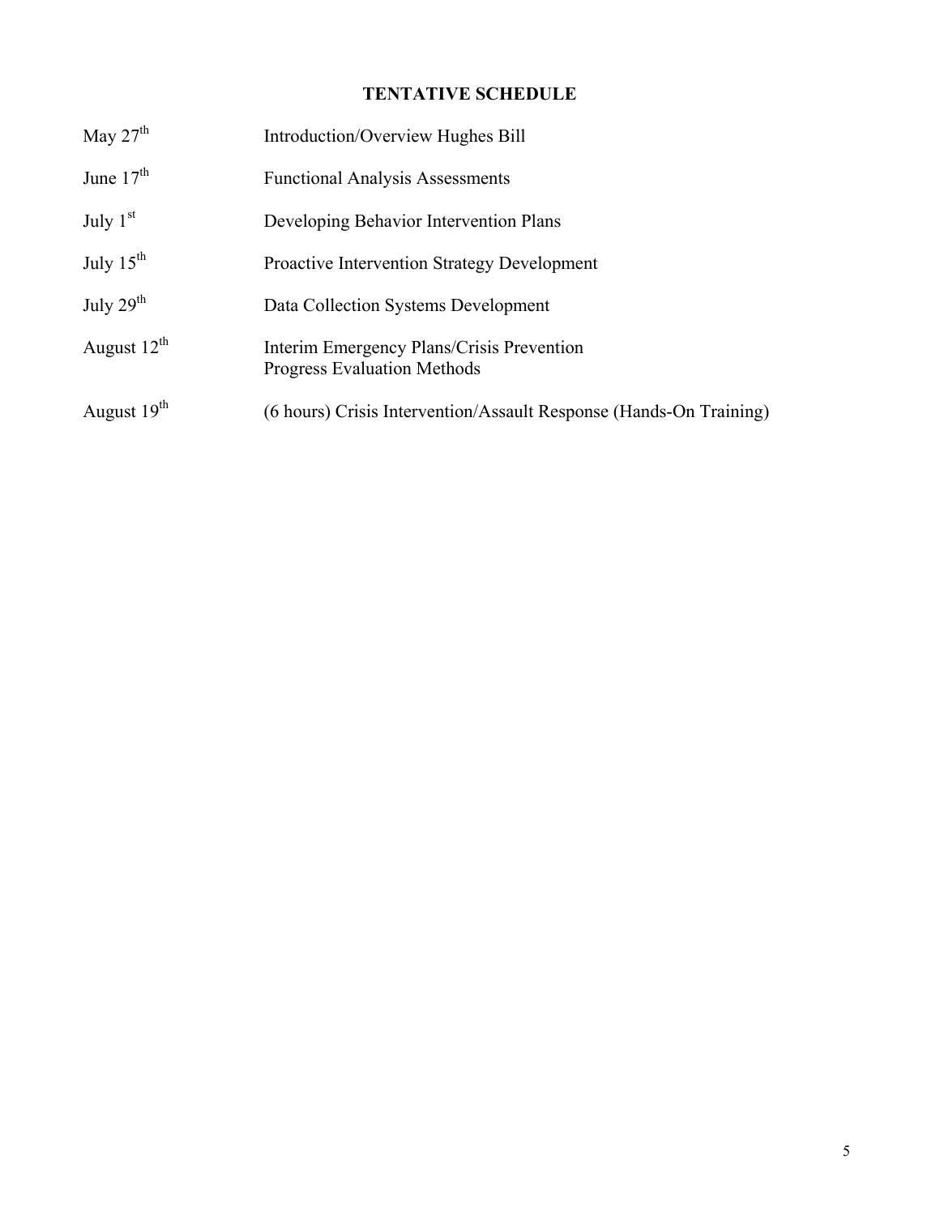## TENTATIVE SCHEDULE

| | |
|---|---|
| May 27th | Introduction/Overview Hughes Bill |
| June 17th | Functional Analysis Assessments |
| July 1st | Developing Behavior Intervention Plans |
| July 15th | Proactive Intervention Strategy Development |
| July 29th | Data Collection Systems Development |
| August 12th | Interim Emergency Plans/Crisis Prevention<br>Progress Evaluation Methods |
| August 19th | (6 hours) Crisis Intervention/Assault Response (Hands-On Training) |